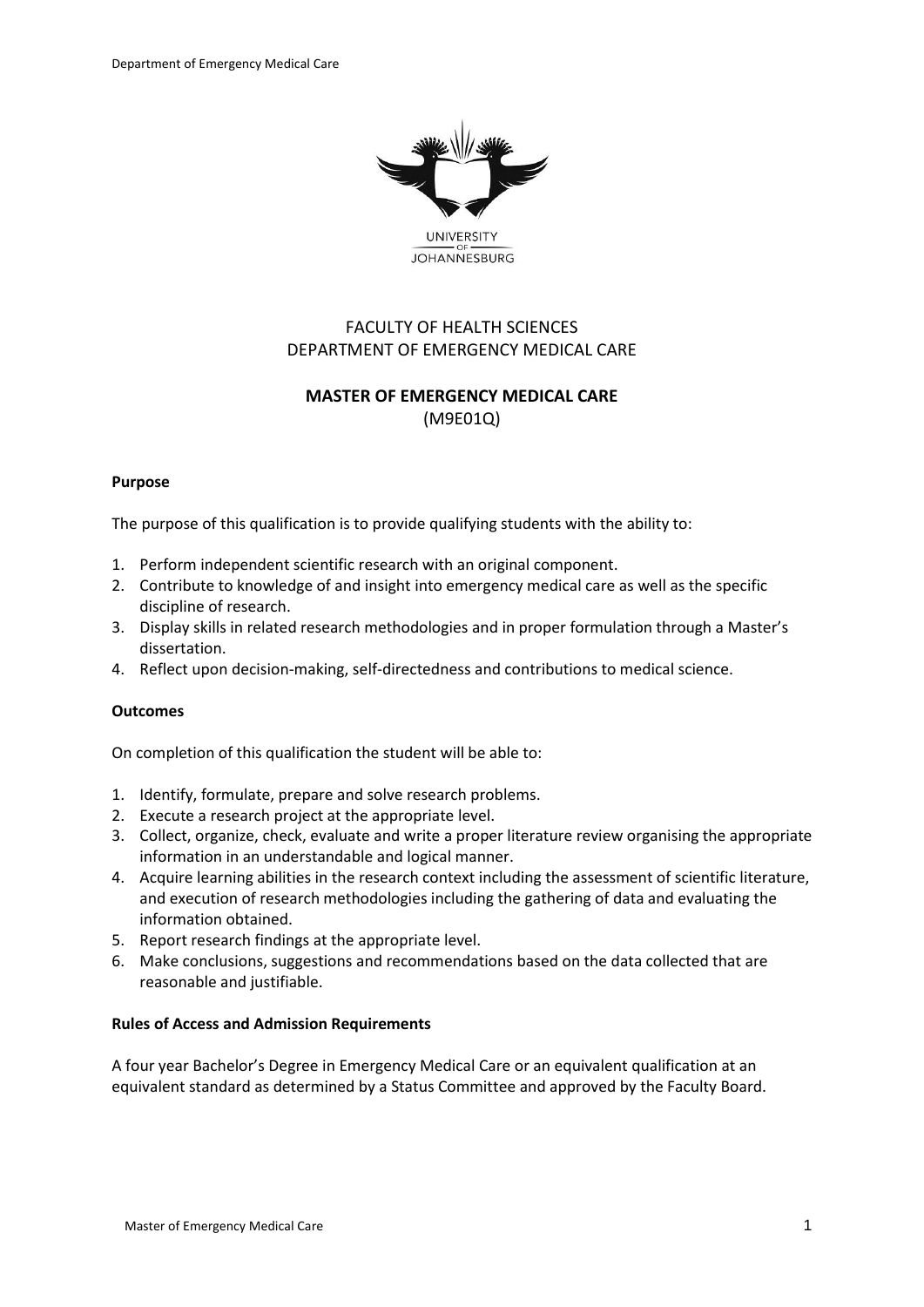UNIVERSITY OF JOHANNESBURG

FACULTY OF HEALTH SCIENCES
DEPARTMENT OF EMERGENCY MEDICAL CARE

# MASTER OF EMERGENCY MEDICAL CARE

(M9E01Q)

## Purpose

The purpose of this qualification is to provide qualifying students with the ability to:

1. Perform independent scientific research with an original component.
2. Contribute to knowledge of and insight into emergency medical care as well as the specific discipline of research.
3. Display skills in related research methodologies and in proper formulation through a Master's dissertation.
4. Reflect upon decision-making, self-directedness and contributions to medical science.

## Outcomes

On completion of this qualification the student will be able to:

1. Identify, formulate, prepare and solve research problems.
2. Execute a research project at the appropriate level.
3. Collect, organize, check, evaluate and write a proper literature review organising the appropriate information in an understandable and logical manner.
4. Acquire learning abilities in the research context including the assessment of scientific literature, and execution of research methodologies including the gathering of data and evaluating the information obtained.
5. Report research findings at the appropriate level.
6. Make conclusions, suggestions and recommendations based on the data collected that are reasonable and justifiable.

## Rules of Access and Admission Requirements

A four year Bachelor's Degree in Emergency Medical Care or an equivalent qualification at an equivalent standard as determined by a Status Committee and approved by the Faculty Board.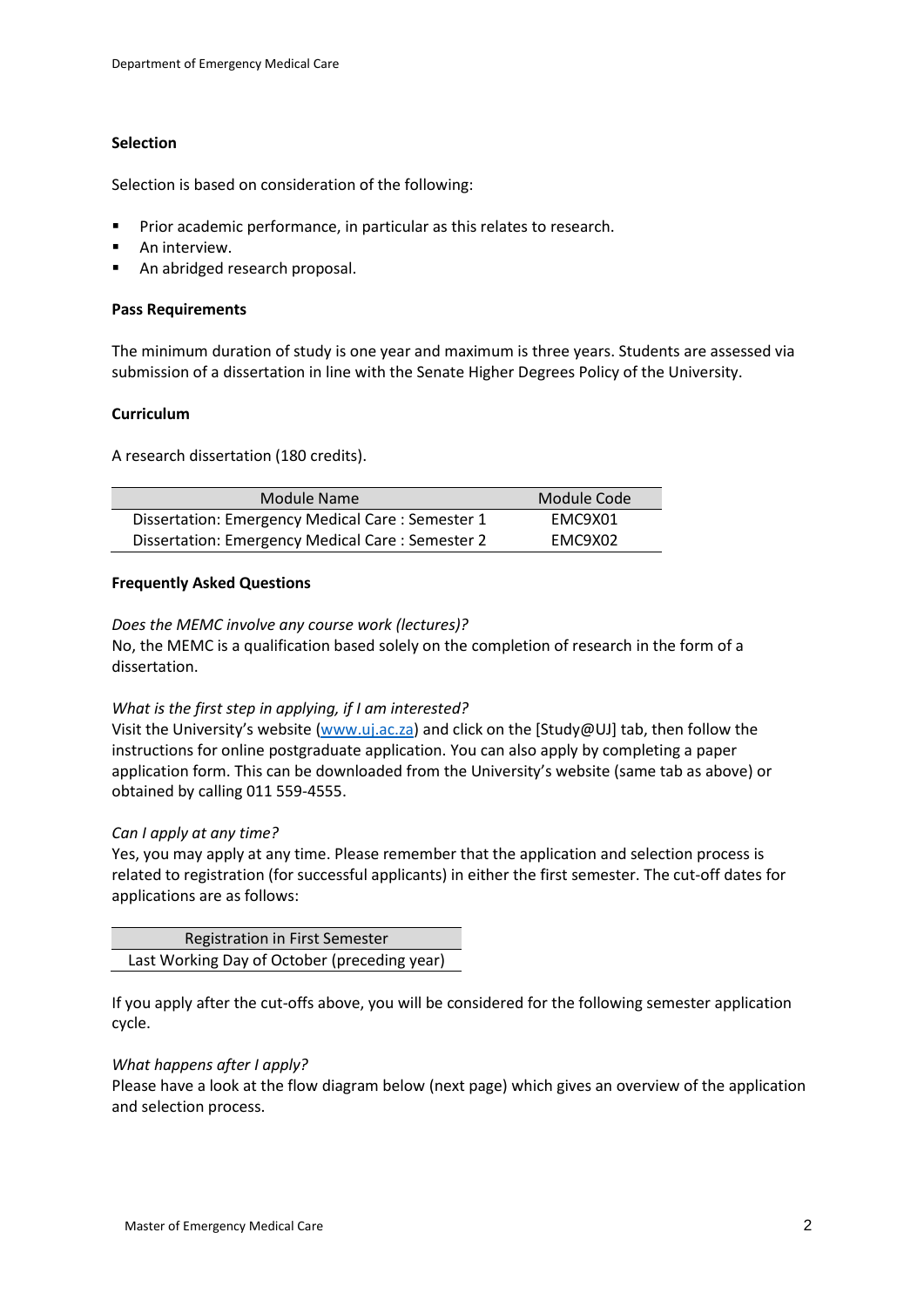### Selection

Selection is based on consideration of the following:

- Prior academic performance, in particular as this relates to research.
- An interview.
- An abridged research proposal.

### Pass Requirements

The minimum duration of study is one year and maximum is three years. Students are assessed via submission of a dissertation in line with the Senate Higher Degrees Policy of the University.

### Curriculum

A research dissertation (180 credits).

| Module Name | Module Code |
| --- | --- |
| Dissertation: Emergency Medical Care : Semester 1 | EMC9X01 |
| Dissertation: Emergency Medical Care : Semester 2 | EMC9X02 |

### Frequently Asked Questions

*Does the MEMC involve any course work (lectures)?*
No, the MEMC is a qualification based solely on the completion of research in the form of a dissertation.

*What is the first step in applying, if I am interested?*
Visit the University's website ([www.uj.ac.za](www.uj.ac.za)) and click on the [Study@UJ] tab, then follow the instructions for online postgraduate application. You can also apply by completing a paper application form. This can be downloaded from the University's website (same tab as above) or obtained by calling 011 559-4555.

*Can I apply at any time?*
Yes, you may apply at any time. Please remember that the application and selection process is related to registration (for successful applicants) in either the first semester. The cut-off dates for applications are as follows:

| Registration in First Semester |
| --- |
| Last Working Day of October (preceding year) |

If you apply after the cut-offs above, you will be considered for the following semester application cycle.

*What happens after I apply?*
Please have a look at the flow diagram below (next page) which gives an overview of the application and selection process.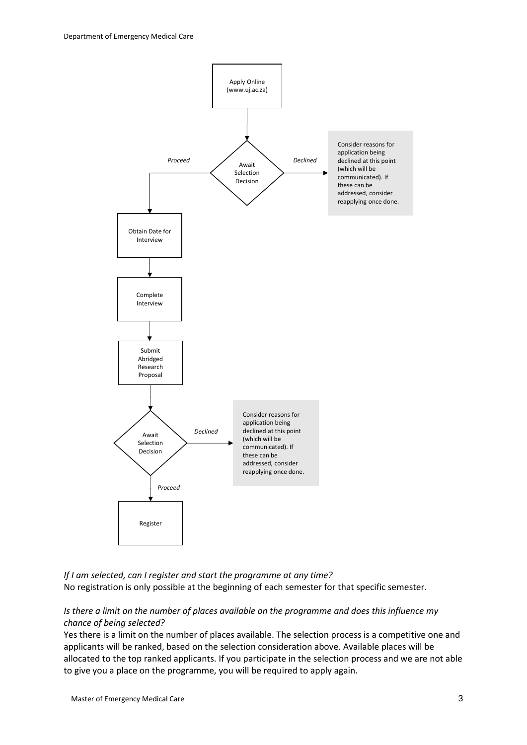Apply Online (www.uj.ac.za)

Await Selection Decision

*Proceed* → Obtain Date for Interview

*Declined* → Consider reasons for application being declined at this point (which will be communicated). If these can be addressed, consider reapplying once done.

Obtain Date for Interview

Complete Interview

Submit Abridged Research Proposal

Await Selection Decision

*Declined* → Consider reasons for application being declined at this point (which will be communicated). If these can be addressed, consider reapplying once done.

*Proceed* → Register

*If I am selected, can I register and start the programme at any time?*

No registration is only possible at the beginning of each semester for that specific semester.

*Is there a limit on the number of places available on the programme and does this influence my chance of being selected?*

Yes there is a limit on the number of places available. The selection process is a competitive one and applicants will be ranked, based on the selection consideration above. Available places will be allocated to the top ranked applicants. If you participate in the selection process and we are not able to give you a place on the programme, you will be required to apply again.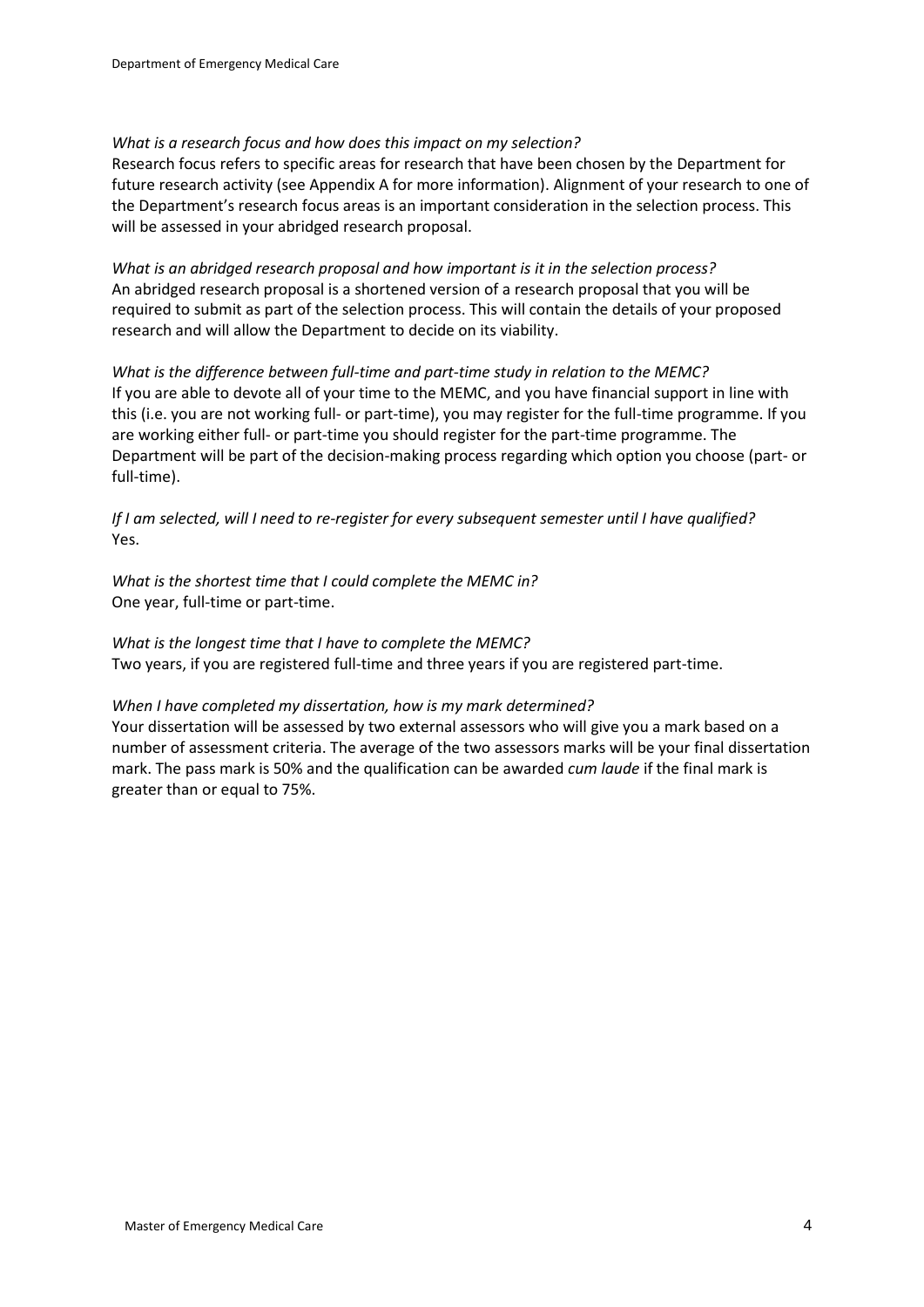*What is a research focus and how does this impact on my selection?*
Research focus refers to specific areas for research that have been chosen by the Department for future research activity (see Appendix A for more information). Alignment of your research to one of the Department's research focus areas is an important consideration in the selection process. This will be assessed in your abridged research proposal.

*What is an abridged research proposal and how important is it in the selection process?*
An abridged research proposal is a shortened version of a research proposal that you will be required to submit as part of the selection process. This will contain the details of your proposed research and will allow the Department to decide on its viability.

*What is the difference between full-time and part-time study in relation to the MEMC?*
If you are able to devote all of your time to the MEMC, and you have financial support in line with this (i.e. you are not working full- or part-time), you may register for the full-time programme. If you are working either full- or part-time you should register for the part-time programme. The Department will be part of the decision-making process regarding which option you choose (part- or full-time).

*If I am selected, will I need to re-register for every subsequent semester until I have qualified?*
Yes.

*What is the shortest time that I could complete the MEMC in?*
One year, full-time or part-time.

*What is the longest time that I have to complete the MEMC?*
Two years, if you are registered full-time and three years if you are registered part-time.

*When I have completed my dissertation, how is my mark determined?*
Your dissertation will be assessed by two external assessors who will give you a mark based on a number of assessment criteria. The average of the two assessors marks will be your final dissertation mark. The pass mark is 50% and the qualification can be awarded *cum laude* if the final mark is greater than or equal to 75%.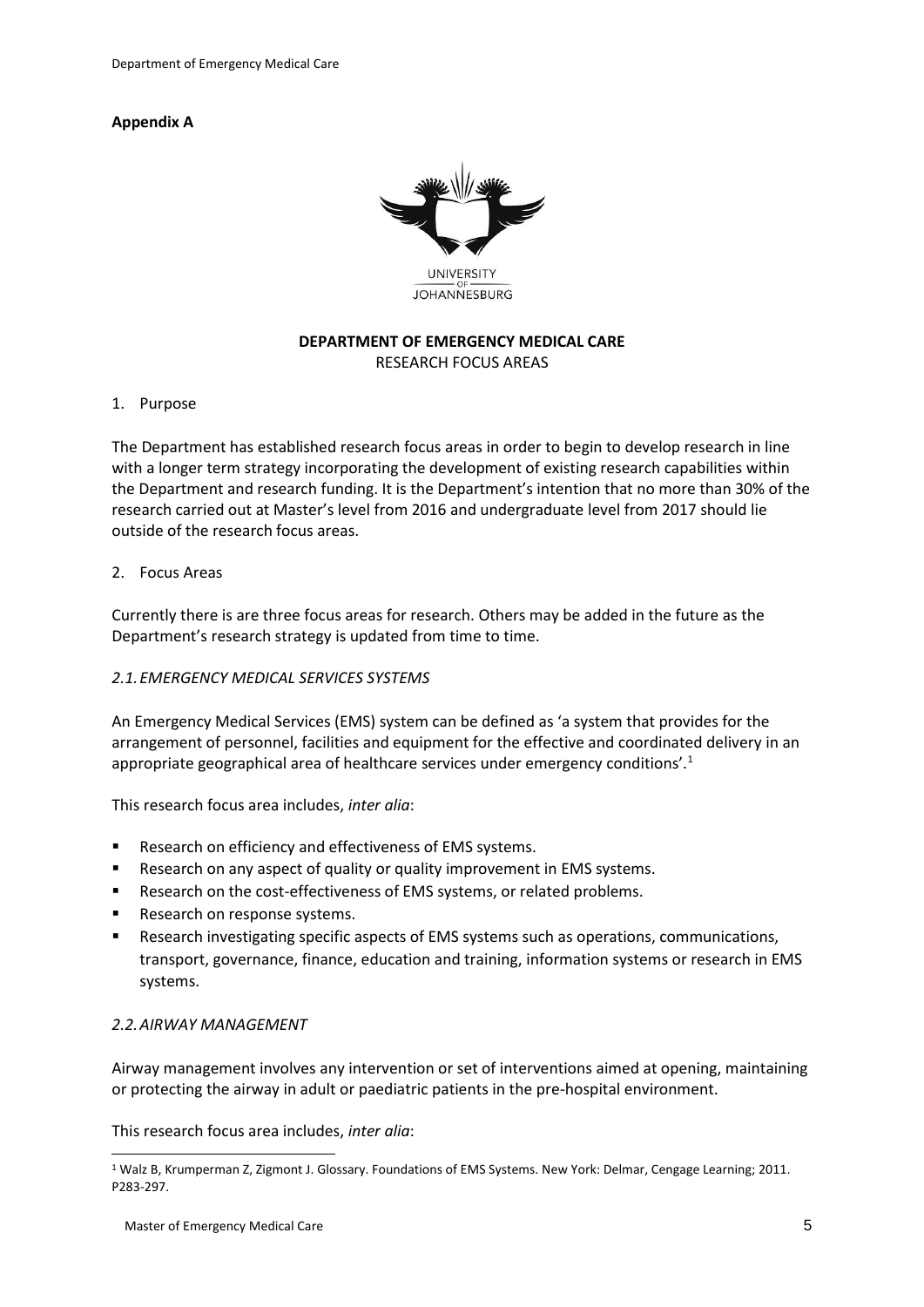**Appendix A**

UNIVERSITY OF JOHANNESBURG

**DEPARTMENT OF EMERGENCY MEDICAL CARE**
RESEARCH FOCUS AREAS

1. Purpose

The Department has established research focus areas in order to begin to develop research in line with a longer term strategy incorporating the development of existing research capabilities within the Department and research funding. It is the Department's intention that no more than 30% of the research carried out at Master's level from 2016 and undergraduate level from 2017 should lie outside of the research focus areas.

2. Focus Areas

Currently there is are three focus areas for research. Others may be added in the future as the Department's research strategy is updated from time to time.

*2.1. EMERGENCY MEDICAL SERVICES SYSTEMS*

An Emergency Medical Services (EMS) system can be defined as 'a system that provides for the arrangement of personnel, facilities and equipment for the effective and coordinated delivery in an appropriate geographical area of healthcare services under emergency conditions'.[1]

This research focus area includes, *inter alia*:

- Research on efficiency and effectiveness of EMS systems.
- Research on any aspect of quality or quality improvement in EMS systems.
- Research on the cost-effectiveness of EMS systems, or related problems.
- Research on response systems.
- Research investigating specific aspects of EMS systems such as operations, communications, transport, governance, finance, education and training, information systems or research in EMS systems.

*2.2. AIRWAY MANAGEMENT*

Airway management involves any intervention or set of interventions aimed at opening, maintaining or protecting the airway in adult or paediatric patients in the pre-hospital environment.

This research focus area includes, *inter alia*:

[1] Walz B, Krumperman Z, Zigmont J. Glossary. Foundations of EMS Systems. New York: Delmar, Cengage Learning; 2011. P283-297.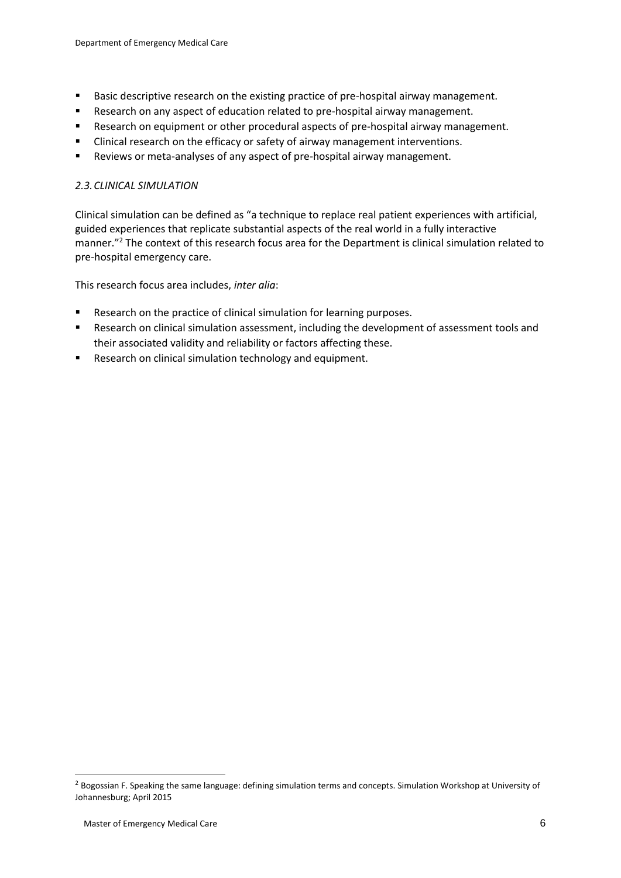- Basic descriptive research on the existing practice of pre-hospital airway management.
- Research on any aspect of education related to pre-hospital airway management.
- Research on equipment or other procedural aspects of pre-hospital airway management.
- Clinical research on the efficacy or safety of airway management interventions.
- Reviews or meta-analyses of any aspect of pre-hospital airway management.

### *2.3. CLINICAL SIMULATION*

Clinical simulation can be defined as "a technique to replace real patient experiences with artificial, guided experiences that replicate substantial aspects of the real world in a fully interactive manner."[2] The context of this research focus area for the Department is clinical simulation related to pre-hospital emergency care.

This research focus area includes, *inter alia*:

- Research on the practice of clinical simulation for learning purposes.
- Research on clinical simulation assessment, including the development of assessment tools and their associated validity and reliability or factors affecting these.
- Research on clinical simulation technology and equipment.

---

[2] Bogossian F. Speaking the same language: defining simulation terms and concepts. Simulation Workshop at University of Johannesburg; April 2015